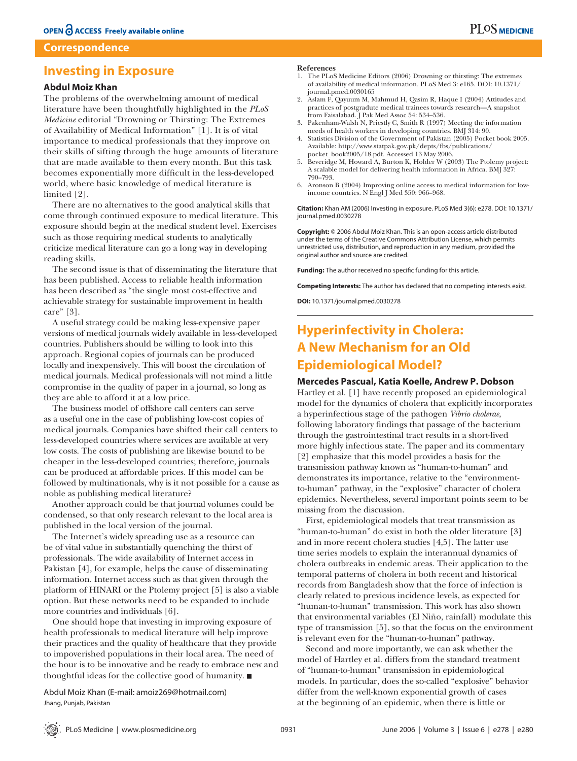## Correspondence

# Investing in Exposure

**Abdul Moiz Khan**

The problems of the overwhelming amount of medical literature have been thoughtfully highlighted in the *PLoS Medicine* editorial "Drowning or Thirsting: The Extremes of Availability of Medical Information" [1]. It is of vital importance to medical professionals that they improve on their skills of sifting through the huge amounts of literature that are made available to them every month. But this task becomes exponentially more difficult in the less-developed world, where basic knowledge of medical literature is limited [2].

There are no alternatives to the good analytical skills that come through continued exposure to medical literature. This exposure should begin at the medical student level. Exercises such as those requiring medical students to analytically criticize medical literature can go a long way in developing reading skills.

The second issue is that of disseminating the literature that has been published. Access to reliable health information has been described as "the single most cost-effective and achievable strategy for sustainable improvement in health care" [3].

A useful strategy could be making less-expensive paper versions of medical journals widely available in less-developed countries. Publishers should be willing to look into this approach. Regional copies of journals can be produced locally and inexpensively. This will boost the circulation of medical journals. Medical professionals will not mind a little compromise in the quality of paper in a journal, so long as they are able to afford it at a low price.

The business model of offshore call centers can serve as a useful one in the case of publishing low-cost copies of medical journals. Companies have shifted their call centers to less-developed countries where services are available at very low costs. The costs of publishing are likewise bound to be cheaper in the less-developed countries; therefore, journals can be produced at affordable prices. If this model can be followed by multinationals, why is it not possible for a cause as noble as publishing medical literature?

Another approach could be that journal volumes could be condensed, so that only research relevant to the local area is published in the local version of the journal.

The Internet's widely spreading use as a resource can be of vital value in substantially quenching the thirst of professionals. The wide availability of Internet access in Pakistan [4], for example, helps the cause of disseminating information. Internet access such as that given through the platform of HINARI or the Ptolemy project [5] is also a viable option. But these networks need to be expanded to include more countries and individuals [6].

One should hope that investing in improving exposure of health professionals to medical literature will help improve their practices and the quality of healthcare that they provide to impoverished populations in their local area. The need of the hour is to be innovative and be ready to embrace new and thoughtful ideas for the collective good of humanity. ■

Abdul Moiz Khan (E-mail: amoiz269@hotmail.com)
Jhang, Punjab, Pakistan

**References**

1. The PLoS Medicine Editors (2006) Drowning or thirsting: The extremes of availability of medical information. PLoS Med 3: e165. DOI: 10.1371/journal.pmed.0030165
2. Aslam F, Qayuum M, Mahmud H, Qasim R, Haque I (2004) Attitudes and practices of postgradute medical trainees towards research—A snapshot from Faisalabad. J Pak Med Assoc 54: 534–536.
3. Pakenham-Walsh N, Priestly C, Smith R (1997) Meeting the information needs of health workers in developing countries. BMJ 314: 90.
4. Statistics Division of the Government of Pakistan (2005) Pocket book 2005. Available: http://www.statpak.gov.pk/depts/fbs/publications/pocket_book2005/18.pdf. Accessed 13 May 2006.
5. Beveridge M, Howard A, Burton K, Holder W (2003) The Ptolemy project: A scalable model for delivering health information in Africa. BMJ 327: 790–793.
6. Aronson B (2004) Improving online access to medical information for low-income countries. N Engl J Med 350: 966–968.

**Citation:** Khan AM (2006) Investing in exposure. PLoS Med 3(6): e278. DOI: 10.1371/journal.pmed.0030278

**Copyright:** © 2006 Abdul Moiz Khan. This is an open-access article distributed under the terms of the Creative Commons Attribution License, which permits unrestricted use, distribution, and reproduction in any medium, provided the original author and source are credited.

**Funding:** The author received no specific funding for this article.

**Competing Interests:** The author has declared that no competing interests exist.

**DOI:** 10.1371/journal.pmed.0030278

# Hyperinfectivity in Cholera: A New Mechanism for an Old Epidemiological Model?

**Mercedes Pascual, Katia Koelle, Andrew P. Dobson**

Hartley et al. [1] have recently proposed an epidemiological model for the dynamics of cholera that explicitly incorporates a hyperinfectious stage of the pathogen *Vibrio cholerae*, following laboratory findings that passage of the bacterium through the gastrointestinal tract results in a short-lived more highly infectious state. The paper and its commentary [2] emphasize that this model provides a basis for the transmission pathway known as "human-to-human" and demonstrates its importance, relative to the "environment-to-human" pathway, in the "explosive" character of cholera epidemics. Nevertheless, several important points seem to be missing from the discussion.

First, epidemiological models that treat transmission as "human-to-human" do exist in both the older literature [3] and in more recent cholera studies [4,5]. The latter use time series models to explain the interannual dynamics of cholera outbreaks in endemic areas. Their application to the temporal patterns of cholera in both recent and historical records from Bangladesh show that the force of infection is clearly related to previous incidence levels, as expected for "human-to-human" transmission. This work has also shown that environmental variables (El Niño, rainfall) modulate this type of transmission [5], so that the focus on the environment is relevant even for the "human-to-human" pathway.

Second and more importantly, we can ask whether the model of Hartley et al. differs from the standard treatment of "human-to-human" transmission in epidemiological models. In particular, does the so-called "explosive" behavior differ from the well-known exponential growth of cases at the beginning of an epidemic, when there is little or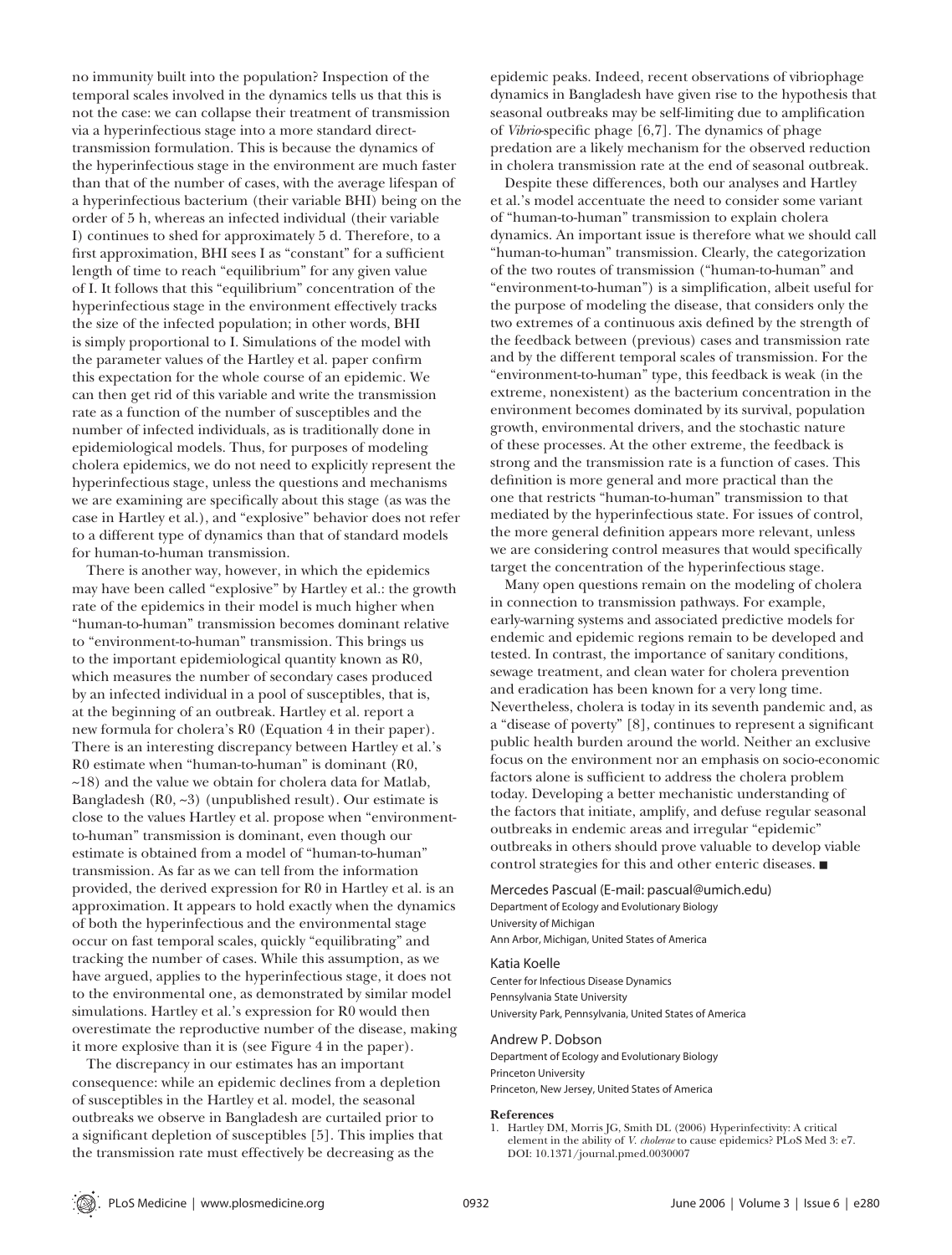no immunity built into the population? Inspection of the temporal scales involved in the dynamics tells us that this is not the case: we can collapse their treatment of transmission via a hyperinfectious stage into a more standard direct-transmission formulation. This is because the dynamics of the hyperinfectious stage in the environment are much faster than that of the number of cases, with the average lifespan of a hyperinfectious bacterium (their variable BHI) being on the order of 5 h, whereas an infected individual (their variable I) continues to shed for approximately 5 d. Therefore, to a first approximation, BHI sees I as "constant" for a sufficient length of time to reach "equilibrium" for any given value of I. It follows that this "equilibrium" concentration of the hyperinfectious stage in the environment effectively tracks the size of the infected population; in other words, BHI is simply proportional to I. Simulations of the model with the parameter values of the Hartley et al. paper confirm this expectation for the whole course of an epidemic. We can then get rid of this variable and write the transmission rate as a function of the number of susceptibles and the number of infected individuals, as is traditionally done in epidemiological models. Thus, for purposes of modeling cholera epidemics, we do not need to explicitly represent the hyperinfectious stage, unless the questions and mechanisms we are examining are specifically about this stage (as was the case in Hartley et al.), and "explosive" behavior does not refer to a different type of dynamics than that of standard models for human-to-human transmission.

There is another way, however, in which the epidemics may have been called "explosive" by Hartley et al.: the growth rate of the epidemics in their model is much higher when "human-to-human" transmission becomes dominant relative to "environment-to-human" transmission. This brings us to the important epidemiological quantity known as R0, which measures the number of secondary cases produced by an infected individual in a pool of susceptibles, that is, at the beginning of an outbreak. Hartley et al. report a new formula for cholera's R0 (Equation 4 in their paper). There is an interesting discrepancy between Hartley et al.'s R0 estimate when "human-to-human" is dominant (R0, ~18) and the value we obtain for cholera data for Matlab, Bangladesh (R0, ~3) (unpublished result). Our estimate is close to the values Hartley et al. propose when "environment-to-human" transmission is dominant, even though our estimate is obtained from a model of "human-to-human" transmission. As far as we can tell from the information provided, the derived expression for R0 in Hartley et al. is an approximation. It appears to hold exactly when the dynamics of both the hyperinfectious and the environmental stage occur on fast temporal scales, quickly "equilibrating" and tracking the number of cases. While this assumption, as we have argued, applies to the hyperinfectious stage, it does not to the environmental one, as demonstrated by similar model simulations. Hartley et al.'s expression for R0 would then overestimate the reproductive number of the disease, making it more explosive than it is (see Figure 4 in the paper).

The discrepancy in our estimates has an important consequence: while an epidemic declines from a depletion of susceptibles in the Hartley et al. model, the seasonal outbreaks we observe in Bangladesh are curtailed prior to a significant depletion of susceptibles [5]. This implies that the transmission rate must effectively be decreasing as the epidemic peaks. Indeed, recent observations of vibriophage dynamics in Bangladesh have given rise to the hypothesis that seasonal outbreaks may be self-limiting due to amplification of *Vibrio*-specific phage [6,7]. The dynamics of phage predation are a likely mechanism for the observed reduction in cholera transmission rate at the end of seasonal outbreak.

Despite these differences, both our analyses and Hartley et al.'s model accentuate the need to consider some variant of "human-to-human" transmission to explain cholera dynamics. An important issue is therefore what we should call "human-to-human" transmission. Clearly, the categorization of the two routes of transmission ("human-to-human" and "environment-to-human") is a simplification, albeit useful for the purpose of modeling the disease, that considers only the two extremes of a continuous axis defined by the strength of the feedback between (previous) cases and transmission rate and by the different temporal scales of transmission. For the "environment-to-human" type, this feedback is weak (in the extreme, nonexistent) as the bacterium concentration in the environment becomes dominated by its survival, population growth, environmental drivers, and the stochastic nature of these processes. At the other extreme, the feedback is strong and the transmission rate is a function of cases. This definition is more general and more practical than the one that restricts "human-to-human" transmission to that mediated by the hyperinfectious state. For issues of control, the more general definition appears more relevant, unless we are considering control measures that would specifically target the concentration of the hyperinfectious stage.

Many open questions remain on the modeling of cholera in connection to transmission pathways. For example, early-warning systems and associated predictive models for endemic and epidemic regions remain to be developed and tested. In contrast, the importance of sanitary conditions, sewage treatment, and clean water for cholera prevention and eradication has been known for a very long time. Nevertheless, cholera is today in its seventh pandemic and, as a "disease of poverty" [8], continues to represent a significant public health burden around the world. Neither an exclusive focus on the environment nor an emphasis on socio-economic factors alone is sufficient to address the cholera problem today. Developing a better mechanistic understanding of the factors that initiate, amplify, and defuse regular seasonal outbreaks in endemic areas and irregular "epidemic" outbreaks in others should prove valuable to develop viable control strategies for this and other enteric diseases. ■

Mercedes Pascual (E-mail: pascual@umich.edu)
Department of Ecology and Evolutionary Biology
University of Michigan
Ann Arbor, Michigan, United States of America

Katia Koelle
Center for Infectious Disease Dynamics
Pennsylvania State University
University Park, Pennsylvania, United States of America

Andrew P. Dobson
Department of Ecology and Evolutionary Biology
Princeton University
Princeton, New Jersey, United States of America

**References**

1. Hartley DM, Morris JG, Smith DL (2006) Hyperinfectivity: A critical element in the ability of *V. cholerae* to cause epidemics? PLoS Med 3: e7. DOI: 10.1371/journal.pmed.0030007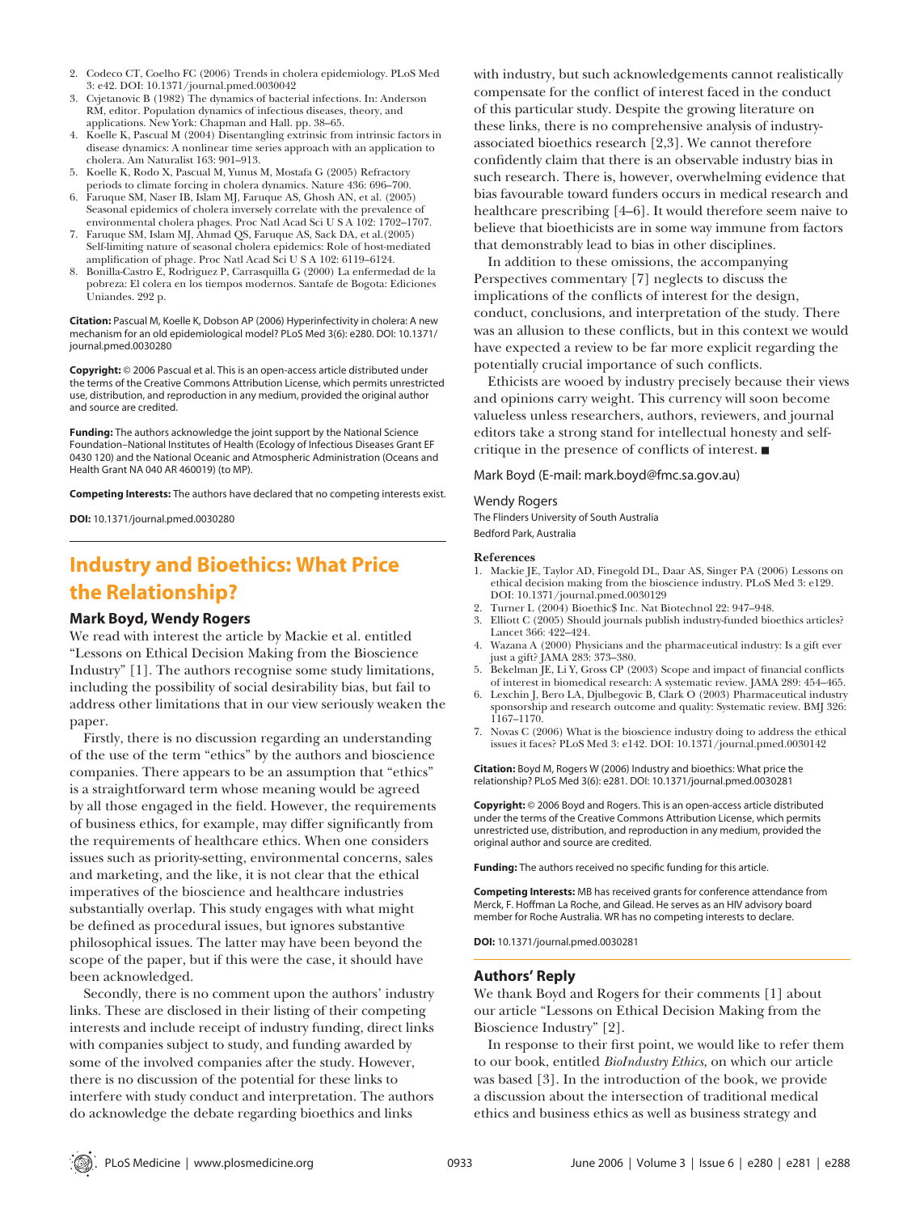2. Codeco CT, Coelho FC (2006) Trends in cholera epidemiology. PLoS Med 3: e42. DOI: 10.1371/journal.pmed.0030042
3. Cvjetanovic B (1982) The dynamics of bacterial infections. In: Anderson RM, editor. Population dynamics of infectious diseases, theory, and applications. New York: Chapman and Hall. pp. 38–65.
4. Koelle K, Pascual M (2004) Disentangling extrinsic from intrinsic factors in disease dynamics: A nonlinear time series approach with an application to cholera. Am Naturalist 163: 901–913.
5. Koelle K, Rodo X, Pascual M, Yunus M, Mostafa G (2005) Refractory periods to climate forcing in cholera dynamics. Nature 436: 696–700.
6. Faruque SM, Naser IB, Islam MJ, Faruque AS, Ghosh AN, et al. (2005) Seasonal epidemics of cholera inversely correlate with the prevalence of environmental cholera phages. Proc Natl Acad Sci U S A 102: 1702–1707.
7. Faruque SM, Islam MJ, Ahmad QS, Faruque AS, Sack DA, et al.(2005) Self-limiting nature of seasonal cholera epidemics: Role of host-mediated amplification of phage. Proc Natl Acad Sci U S A 102: 6119–6124.
8. Bonilla-Castro E, Rodriguez P, Carrasquilla G (2000) La enfermedad de la pobreza: El colera en los tiempos modernos. Santafe de Bogota: Ediciones Uniandes. 292 p.

**Citation:** Pascual M, Koelle K, Dobson AP (2006) Hyperinfectivity in cholera: A new mechanism for an old epidemiological model? PLoS Med 3(6): e280. DOI: 10.1371/journal.pmed.0030280

**Copyright:** © 2006 Pascual et al. This is an open-access article distributed under the terms of the Creative Commons Attribution License, which permits unrestricted use, distribution, and reproduction in any medium, provided the original author and source are credited.

**Funding:** The authors acknowledge the joint support by the National Science Foundation–National Institutes of Health (Ecology of Infectious Diseases Grant EF 0430 120) and the National Oceanic and Atmospheric Administration (Oceans and Health Grant NA 040 AR 460019) (to MP).

**Competing Interests:** The authors have declared that no competing interests exist.

**DOI:** 10.1371/journal.pmed.0030280

## Industry and Bioethics: What Price the Relationship?

### Mark Boyd, Wendy Rogers

We read with interest the article by Mackie et al. entitled "Lessons on Ethical Decision Making from the Bioscience Industry" [1]. The authors recognise some study limitations, including the possibility of social desirability bias, but fail to address other limitations that in our view seriously weaken the paper.

Firstly, there is no discussion regarding an understanding of the use of the term "ethics" by the authors and bioscience companies. There appears to be an assumption that "ethics" is a straightforward term whose meaning would be agreed by all those engaged in the field. However, the requirements of business ethics, for example, may differ significantly from the requirements of healthcare ethics. When one considers issues such as priority-setting, environmental concerns, sales and marketing, and the like, it is not clear that the ethical imperatives of the bioscience and healthcare industries substantially overlap. This study engages with what might be defined as procedural issues, but ignores substantive philosophical issues. The latter may have been beyond the scope of the paper, but if this were the case, it should have been acknowledged.

Secondly, there is no comment upon the authors' industry links. These are disclosed in their listing of their competing interests and include receipt of industry funding, direct links with companies subject to study, and funding awarded by some of the involved companies after the study. However, there is no discussion of the potential for these links to interfere with study conduct and interpretation. The authors do acknowledge the debate regarding bioethics and links with industry, but such acknowledgements cannot realistically compensate for the conflict of interest faced in the conduct of this particular study. Despite the growing literature on these links, there is no comprehensive analysis of industry-associated bioethics research [2,3]. We cannot therefore confidently claim that there is an observable industry bias in such research. There is, however, overwhelming evidence that bias favourable toward funders occurs in medical research and healthcare prescribing [4–6]. It would therefore seem naive to believe that bioethicists are in some way immune from factors that demonstrably lead to bias in other disciplines.

In addition to these omissions, the accompanying Perspectives commentary [7] neglects to discuss the implications of the conflicts of interest for the design, conduct, conclusions, and interpretation of the study. There was an allusion to these conflicts, but in this context we would have expected a review to be far more explicit regarding the potentially crucial importance of such conflicts.

Ethicists are wooed by industry precisely because their views and opinions carry weight. This currency will soon become valueless unless researchers, authors, reviewers, and journal editors take a strong stand for intellectual honesty and self-critique in the presence of conflicts of interest. ■

Mark Boyd (E-mail: mark.boyd@fmc.sa.gov.au)

Wendy Rogers
The Flinders University of South Australia
Bedford Park, Australia

**References**

1. Mackie JE, Taylor AD, Finegold DL, Daar AS, Singer PA (2006) Lessons on ethical decision making from the bioscience industry. PLoS Med 3: e129. DOI: 10.1371/journal.pmed.0030129
2. Turner L (2004) Bioethic$ Inc. Nat Biotechnol 22: 947–948.
3. Elliott C (2005) Should journals publish industry-funded bioethics articles? Lancet 366: 422–424.
4. Wazana A (2000) Physicians and the pharmaceutical industry: Is a gift ever just a gift? JAMA 283: 373–380.
5. Bekelman JE, Li Y, Gross CP (2003) Scope and impact of financial conflicts of interest in biomedical research: A systematic review. JAMA 289: 454–465.
6. Lexchin J, Bero LA, Djulbegovic B, Clark O (2003) Pharmaceutical industry sponsorship and research outcome and quality: Systematic review. BMJ 326: 1167–1170.
7. Novas C (2006) What is the bioscience industry doing to address the ethical issues it faces? PLoS Med 3: e142. DOI: 10.1371/journal.pmed.0030142

**Citation:** Boyd M, Rogers W (2006) Industry and bioethics: What price the relationship? PLoS Med 3(6): e281. DOI: 10.1371/journal.pmed.0030281

**Copyright:** © 2006 Boyd and Rogers. This is an open-access article distributed under the terms of the Creative Commons Attribution License, which permits unrestricted use, distribution, and reproduction in any medium, provided the original author and source are credited.

**Funding:** The authors received no specific funding for this article.

**Competing Interests:** MB has received grants for conference attendance from Merck, F. Hoffman La Roche, and Gilead. He serves as an HIV advisory board member for Roche Australia. WR has no competing interests to declare.

**DOI:** 10.1371/journal.pmed.0030281

### Authors' Reply

We thank Boyd and Rogers for their comments [1] about our article "Lessons on Ethical Decision Making from the Bioscience Industry" [2].

In response to their first point, we would like to refer them to our book, entitled *BioIndustry Ethics*, on which our article was based [3]. In the introduction of the book, we provide a discussion about the intersection of traditional medical ethics and business ethics as well as business strategy and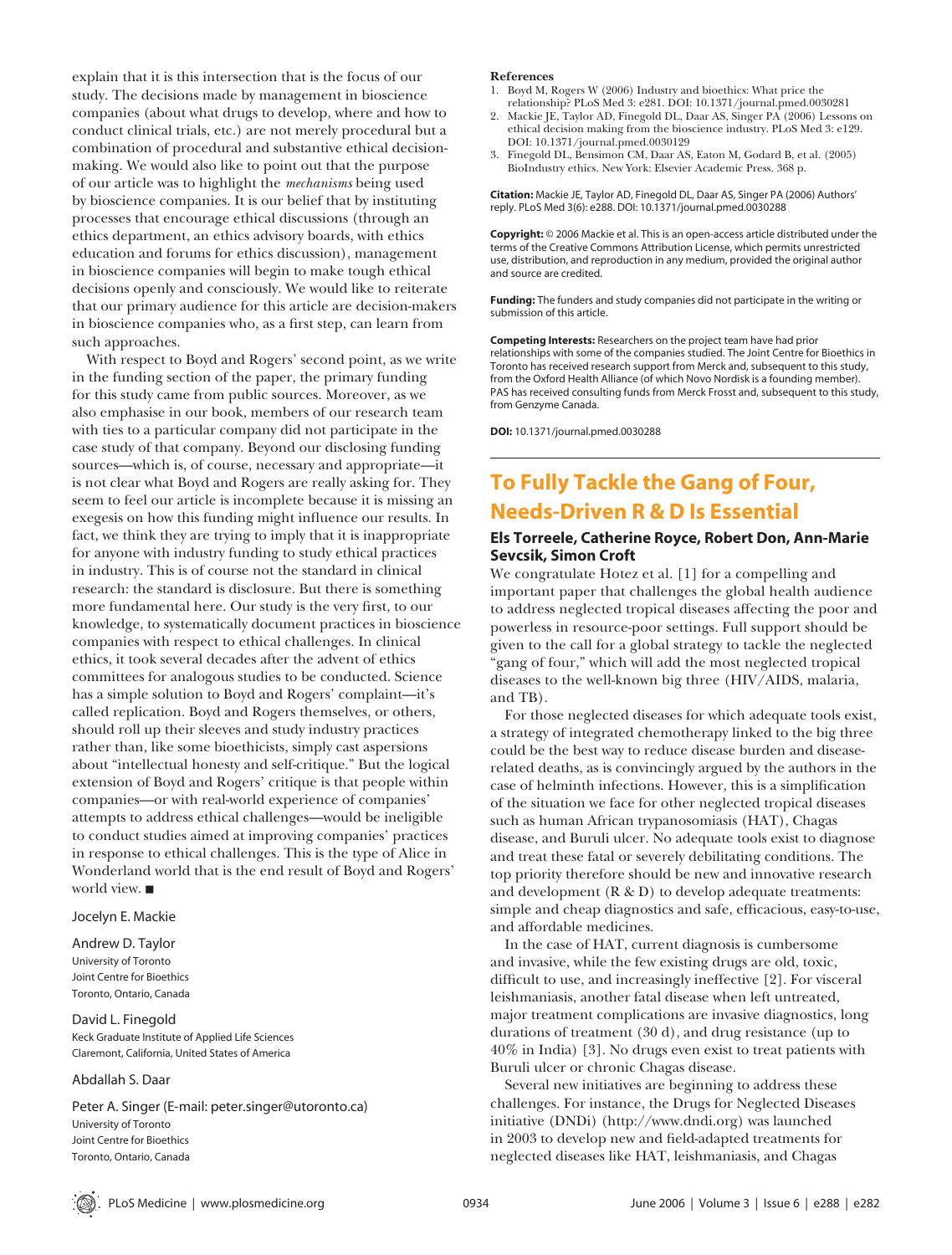explain that it is this intersection that is the focus of our study. The decisions made by management in bioscience companies (about what drugs to develop, where and how to conduct clinical trials, etc.) are not merely procedural but a combination of procedural and substantive ethical decision-making. We would also like to point out that the purpose of our article was to highlight the *mechanisms* being used by bioscience companies. It is our belief that by instituting processes that encourage ethical discussions (through an ethics department, an ethics advisory boards, with ethics education and forums for ethics discussion), management in bioscience companies will begin to make tough ethical decisions openly and consciously. We would like to reiterate that our primary audience for this article are decision-makers in bioscience companies who, as a first step, can learn from such approaches.

With respect to Boyd and Rogers' second point, as we write in the funding section of the paper, the primary funding for this study came from public sources. Moreover, as we also emphasise in our book, members of our research team with ties to a particular company did not participate in the case study of that company. Beyond our disclosing funding sources—which is, of course, necessary and appropriate—it is not clear what Boyd and Rogers are really asking for. They seem to feel our article is incomplete because it is missing an exegesis on how this funding might influence our results. In fact, we think they are trying to imply that it is inappropriate for anyone with industry funding to study ethical practices in industry. This is of course not the standard in clinical research: the standard is disclosure. But there is something more fundamental here. Our study is the very first, to our knowledge, to systematically document practices in bioscience companies with respect to ethical challenges. In clinical ethics, it took several decades after the advent of ethics committees for analogous studies to be conducted. Science has a simple solution to Boyd and Rogers' complaint—it's called replication. Boyd and Rogers themselves, or others, should roll up their sleeves and study industry practices rather than, like some bioethicists, simply cast aspersions about "intellectual honesty and self-critique." But the logical extension of Boyd and Rogers' critique is that people within companies—or with real-world experience of companies' attempts to address ethical challenges—would be ineligible to conduct studies aimed at improving companies' practices in response to ethical challenges. This is the type of Alice in Wonderland world that is the end result of Boyd and Rogers' world view. ■

Jocelyn E. Mackie

Andrew D. Taylor
University of Toronto
Joint Centre for Bioethics
Toronto, Ontario, Canada

David L. Finegold
Keck Graduate Institute of Applied Life Sciences
Claremont, California, United States of America

Abdallah S. Daar

Peter A. Singer (E-mail: peter.singer@utoronto.ca)
University of Toronto
Joint Centre for Bioethics
Toronto, Ontario, Canada

**References**

1. Boyd M, Rogers W (2006) Industry and bioethics: What price the relationship? PLoS Med 3: e281. DOI: 10.1371/journal.pmed.0030281
2. Mackie JE, Taylor AD, Finegold DL, Daar AS, Singer PA (2006) Lessons on ethical decision making from the bioscience industry. PLoS Med 3: e129. DOI: 10.1371/journal.pmed.0030129
3. Finegold DL, Bensimon CM, Daar AS, Eaton M, Godard B, et al. (2005) BioIndustry ethics. New York: Elsevier Academic Press. 368 p.

**Citation:** Mackie JE, Taylor AD, Finegold DL, Daar AS, Singer PA (2006) Authors' reply. PLoS Med 3(6): e288. DOI: 10.1371/journal.pmed.0030288

**Copyright:** © 2006 Mackie et al. This is an open-access article distributed under the terms of the Creative Commons Attribution License, which permits unrestricted use, distribution, and reproduction in any medium, provided the original author and source are credited.

**Funding:** The funders and study companies did not participate in the writing or submission of this article.

**Competing Interests:** Researchers on the project team have had prior relationships with some of the companies studied. The Joint Centre for Bioethics in Toronto has received research support from Merck and, subsequent to this study, from the Oxford Health Alliance (of which Novo Nordisk is a founding member). PAS has received consulting funds from Merck Frosst and, subsequent to this study, from Genzyme Canada.

**DOI:** 10.1371/journal.pmed.0030288

## To Fully Tackle the Gang of Four, Needs-Driven R & D Is Essential

**Els Torreele, Catherine Royce, Robert Don, Ann-Marie Sevcsik, Simon Croft**

We congratulate Hotez et al. [1] for a compelling and important paper that challenges the global health audience to address neglected tropical diseases affecting the poor and powerless in resource-poor settings. Full support should be given to the call for a global strategy to tackle the neglected "gang of four," which will add the most neglected tropical diseases to the well-known big three (HIV/AIDS, malaria, and TB).

For those neglected diseases for which adequate tools exist, a strategy of integrated chemotherapy linked to the big three could be the best way to reduce disease burden and disease-related deaths, as is convincingly argued by the authors in the case of helminth infections. However, this is a simplification of the situation we face for other neglected tropical diseases such as human African trypanosomiasis (HAT), Chagas disease, and Buruli ulcer. No adequate tools exist to diagnose and treat these fatal or severely debilitating conditions. The top priority therefore should be new and innovative research and development (R & D) to develop adequate treatments: simple and cheap diagnostics and safe, efficacious, easy-to-use, and affordable medicines.

In the case of HAT, current diagnosis is cumbersome and invasive, while the few existing drugs are old, toxic, difficult to use, and increasingly ineffective [2]. For visceral leishmaniasis, another fatal disease when left untreated, major treatment complications are invasive diagnostics, long durations of treatment (30 d), and drug resistance (up to 40% in India) [3]. No drugs even exist to treat patients with Buruli ulcer or chronic Chagas disease.

Several new initiatives are beginning to address these challenges. For instance, the Drugs for Neglected Diseases initiative (DNDi) (http://www.dndi.org) was launched in 2003 to develop new and field-adapted treatments for neglected diseases like HAT, leishmaniasis, and Chagas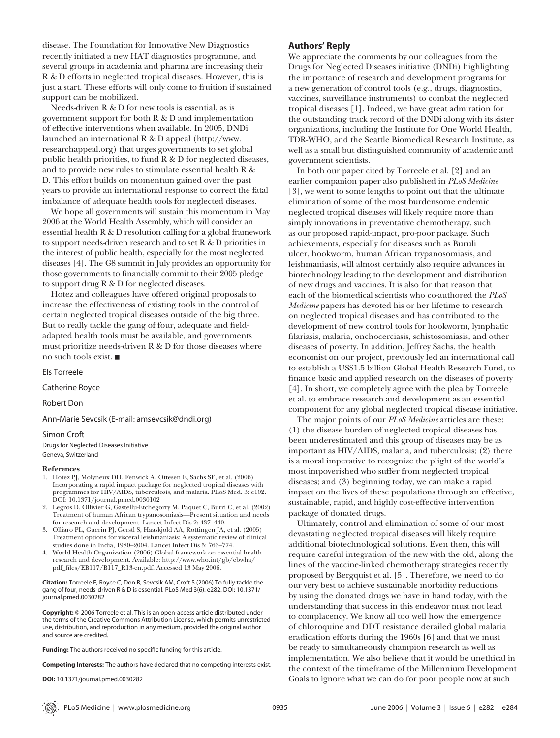disease. The Foundation for Innovative New Diagnostics recently initiated a new HAT diagnostics programme, and several groups in academia and pharma are increasing their R & D efforts in neglected tropical diseases. However, this is just a start. These efforts will only come to fruition if sustained support can be mobilized.

Needs-driven R & D for new tools is essential, as is government support for both R & D and implementation of effective interventions when available. In 2005, DNDi launched an international R & D appeal (http://www.researchappeal.org) that urges governments to set global public health priorities, to fund R & D for neglected diseases, and to provide new rules to stimulate essential health R & D. This effort builds on momentum gained over the past years to provide an international response to correct the fatal imbalance of adequate health tools for neglected diseases.

We hope all governments will sustain this momentum in May 2006 at the World Health Assembly, which will consider an essential health R & D resolution calling for a global framework to support needs-driven research and to set R & D priorities in the interest of public health, especially for the most neglected diseases [4]. The G8 summit in July provides an opportunity for those governments to financially commit to their 2005 pledge to support drug R & D for neglected diseases.

Hotez and colleagues have offered original proposals to increase the effectiveness of existing tools in the control of certain neglected tropical diseases outside of the big three. But to really tackle the gang of four, adequate and field-adapted health tools must be available, and governments must prioritize needs-driven R & D for those diseases where no such tools exist. ■

Els Torreele

Catherine Royce

Robert Don

Ann-Marie Sevcsik (E-mail: amsevcsik@dndi.org)

Simon Croft
Drugs for Neglected Diseases Initiative
Geneva, Switzerland

**References**

1. Hotez PJ, Molyneux DH, Fenwick A, Ottesen E, Sachs SE, et al. (2006) Incorporating a rapid impact package for neglected tropical diseases with programmes for HIV/AIDS, tuberculosis, and malaria. PLoS Med. 3: e102. DOI: 10.1371/journal.pmed.0030102
2. Legros D, Ollivier G, Gastellu-Etchegorry M, Paquet C, Burri C, et al. (2002) Treatment of human African trypanosomiasis—Present situation and needs for research and development. Lancet Infect Dis 2: 437–440.
3. Olliaro PL, Guerin PJ, Gerstl S, Haaskjold AA, Rottingen JA, et al. (2005) Treatment options for visceral leishmaniasis: A systematic review of clinical studies done in India, 1980–2004. Lancet Infect Dis 5: 763–774.
4. World Health Organization (2006) Global framework on essential health research and development. Available: http://www.who.int/gb/ebwha/pdf_files/EB117/B117_R13-en.pdf. Accessed 13 May 2006.

**Citation:** Torreele E, Royce C, Don R, Sevcsik AM, Croft S (2006) To fully tackle the gang of four, needs-driven R & D is essential. PLoS Med 3(6): e282. DOI: 10.1371/journal.pmed.0030282

**Copyright:** © 2006 Torreele et al. This is an open-access article distributed under the terms of the Creative Commons Attribution License, which permits unrestricted use, distribution, and reproduction in any medium, provided the original author and source are credited.

**Funding:** The authors received no specific funding for this article.

**Competing Interests:** The authors have declared that no competing interests exist.

**DOI:** 10.1371/journal.pmed.0030282

## Authors' Reply

We appreciate the comments by our colleagues from the Drugs for Neglected Diseases initiative (DNDi) highlighting the importance of research and development programs for a new generation of control tools (e.g., drugs, diagnostics, vaccines, surveillance instruments) to combat the neglected tropical diseases [1]. Indeed, we have great admiration for the outstanding track record of the DNDi along with its sister organizations, including the Institute for One World Health, TDR-WHO, and the Seattle Biomedical Research Institute, as well as a small but distinguished community of academic and government scientists.

In both our paper cited by Torreele et al. [2] and an earlier companion paper also published in *PLoS Medicine* [3], we went to some lengths to point out that the ultimate elimination of some of the most burdensome endemic neglected tropical diseases will likely require more than simply innovations in preventative chemotherapy, such as our proposed rapid-impact, pro-poor package. Such achievements, especially for diseases such as Buruli ulcer, hookworm, human African trypanosomiasis, and leishmaniasis, will almost certainly also require advances in biotechnology leading to the development and distribution of new drugs and vaccines. It is also for that reason that each of the biomedical scientists who co-authored the *PLoS Medicine* papers has devoted his or her lifetime to research on neglected tropical diseases and has contributed to the development of new control tools for hookworm, lymphatic filariasis, malaria, onchocerciasis, schistosomiasis, and other diseases of poverty. In addition, Jeffrey Sachs, the health economist on our project, previously led an international call to establish a US$1.5 billion Global Health Research Fund, to finance basic and applied research on the diseases of poverty [4]. In short, we completely agree with the plea by Torreele et al. to embrace research and development as an essential component for any global neglected tropical disease initiative.

The major points of our *PLoS Medicine* articles are these: (1) the disease burden of neglected tropical diseases has been underestimated and this group of diseases may be as important as HIV/AIDS, malaria, and tuberculosis; (2) there is a moral imperative to recognize the plight of the world's most impoverished who suffer from neglected tropical diseases; and (3) beginning today, we can make a rapid impact on the lives of these populations through an effective, sustainable, rapid, and highly cost-effective intervention package of donated drugs.

Ultimately, control and elimination of some of our most devastating neglected tropical diseases will likely require additional biotechnological solutions. Even then, this will require careful integration of the new with the old, along the lines of the vaccine-linked chemotherapy strategies recently proposed by Bergquist et al. [5]. Therefore, we need to do our very best to achieve sustainable morbidity reductions by using the donated drugs we have in hand today, with the understanding that success in this endeavor must not lead to complacency. We know all too well how the emergence of chloroquine and DDT resistance derailed global malaria eradication efforts during the 1960s [6] and that we must be ready to simultaneously champion research as well as implementation. We also believe that it would be unethical in the context of the timeframe of the Millennium Development Goals to ignore what we can do for poor people now at such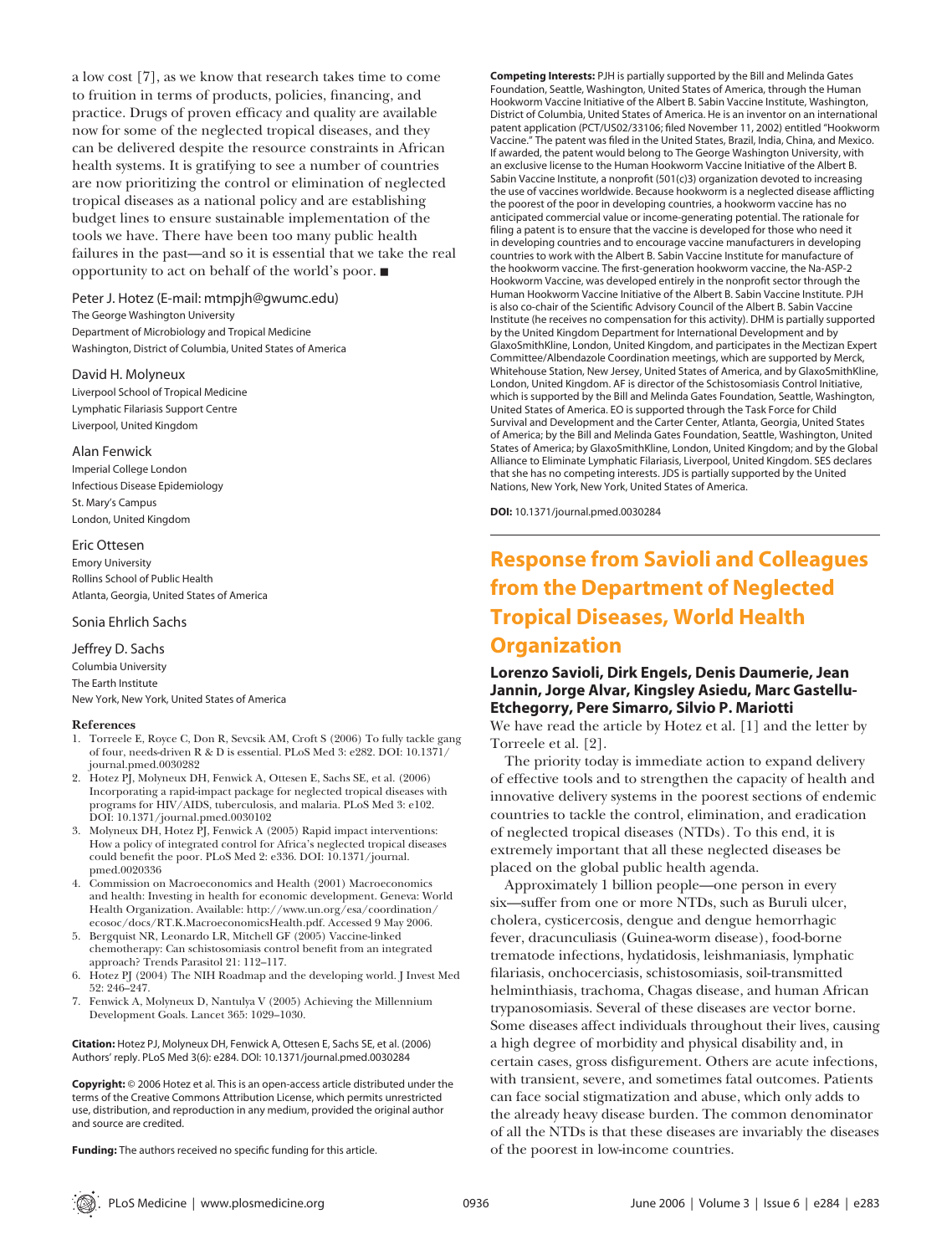a low cost [7], as we know that research takes time to come to fruition in terms of products, policies, financing, and practice. Drugs of proven efficacy and quality are available now for some of the neglected tropical diseases, and they can be delivered despite the resource constraints in African health systems. It is gratifying to see a number of countries are now prioritizing the control or elimination of neglected tropical diseases as a national policy and are establishing budget lines to ensure sustainable implementation of the tools we have. There have been too many public health failures in the past—and so it is essential that we take the real opportunity to act on behalf of the world's poor. ■

Peter J. Hotez (E-mail: mtmpjh@gwumc.edu)
The George Washington University
Department of Microbiology and Tropical Medicine
Washington, District of Columbia, United States of America

David H. Molyneux
Liverpool School of Tropical Medicine
Lymphatic Filariasis Support Centre
Liverpool, United Kingdom

Alan Fenwick
Imperial College London
Infectious Disease Epidemiology
St. Mary's Campus
London, United Kingdom

Eric Ottesen
Emory University
Rollins School of Public Health
Atlanta, Georgia, United States of America

Sonia Ehrlich Sachs

Jeffrey D. Sachs
Columbia University
The Earth Institute
New York, New York, United States of America

**References**

1. Torreele E, Royce C, Don R, Sevcsik AM, Croft S (2006) To fully tackle gang of four, needs-driven R & D is essential. PLoS Med 3: e282. DOI: 10.1371/journal.pmed.0030282
2. Hotez PJ, Molyneux DH, Fenwick A, Ottesen E, Sachs SE, et al. (2006) Incorporating a rapid-impact package for neglected tropical diseases with programs for HIV/AIDS, tuberculosis, and malaria. PLoS Med 3: e102. DOI: 10.1371/journal.pmed.0030102
3. Molyneux DH, Hotez PJ, Fenwick A (2005) Rapid impact interventions: How a policy of integrated control for Africa's neglected tropical diseases could benefit the poor. PLoS Med 2: e336. DOI: 10.1371/journal.pmed.0020336
4. Commission on Macroeconomics and Health (2001) Macroeconomics and health: Investing in health for economic development. Geneva: World Health Organization. Available: http://www.un.org/esa/coordination/ecosoc/docs/RT.K.MacroeconomicsHealth.pdf. Accessed 9 May 2006.
5. Bergquist NR, Leonardo LR, Mitchell GF (2005) Vaccine-linked chemotherapy: Can schistosomiasis control benefit from an integrated approach? Trends Parasitol 21: 112–117.
6. Hotez PJ (2004) The NIH Roadmap and the developing world. J Invest Med 52: 246–247.
7. Fenwick A, Molyneux D, Nantulya V (2005) Achieving the Millennium Development Goals. Lancet 365: 1029–1030.

**Citation:** Hotez PJ, Molyneux DH, Fenwick A, Ottesen E, Sachs SE, et al. (2006) Authors' reply. PLoS Med 3(6): e284. DOI: 10.1371/journal.pmed.0030284

**Copyright:** © 2006 Hotez et al. This is an open-access article distributed under the terms of the Creative Commons Attribution License, which permits unrestricted use, distribution, and reproduction in any medium, provided the original author and source are credited.

**Funding:** The authors received no specific funding for this article.

**Competing Interests:** PJH is partially supported by the Bill and Melinda Gates Foundation, Seattle, Washington, United States of America, through the Human Hookworm Vaccine Initiative of the Albert B. Sabin Vaccine Institute, Washington, District of Columbia, United States of America. He is an inventor on an international patent application (PCT/US02/33106; filed November 11, 2002) entitled "Hookworm Vaccine." The patent was filed in the United States, Brazil, India, China, and Mexico. If awarded, the patent would belong to The George Washington University, with an exclusive license to the Human Hookworm Vaccine Initiative of the Albert B. Sabin Vaccine Institute, a nonprofit (501(c)3) organization devoted to increasing the use of vaccines worldwide. Because hookworm is a neglected disease afflicting the poorest of the poor in developing countries, a hookworm vaccine has no anticipated commercial value or income-generating potential. The rationale for filing a patent is to ensure that the vaccine is developed for those who need it in developing countries and to encourage vaccine manufacturers in developing countries to work with the Albert B. Sabin Vaccine Institute for manufacture of the hookworm vaccine. The first-generation hookworm vaccine, the Na-ASP-2 Hookworm Vaccine, was developed entirely in the nonprofit sector through the Human Hookworm Vaccine Initiative of the Albert B. Sabin Vaccine Institute. PJH is also co-chair of the Scientific Advisory Council of the Albert B. Sabin Vaccine Institute (he receives no compensation for this activity). DHM is partially supported by the United Kingdom Department for International Development and by GlaxoSmithKline, London, United Kingdom, and participates in the Mectizan Expert Committee/Albendazole Coordination meetings, which are supported by Merck, Whitehouse Station, New Jersey, United States of America, and by GlaxoSmithKline, London, United Kingdom. AF is director of the Schistosomiasis Control Initiative, which is supported by the Bill and Melinda Gates Foundation, Seattle, Washington, United States of America. EO is supported through the Task Force for Child Survival and Development and the Carter Center, Atlanta, Georgia, United States of America; by the Bill and Melinda Gates Foundation, Seattle, Washington, United States of America; by GlaxoSmithKline, London, United Kingdom; and by the Global Alliance to Eliminate Lymphatic Filariasis, Liverpool, United Kingdom. SES declares that she has no competing interests. JDS is partially supported by the United Nations, New York, New York, United States of America.

**DOI:** 10.1371/journal.pmed.0030284

# Response from Savioli and Colleagues from the Department of Neglected Tropical Diseases, World Health Organization

**Lorenzo Savioli, Dirk Engels, Denis Daumerie, Jean Jannin, Jorge Alvar, Kingsley Asiedu, Marc Gastellu-Etchegorry, Pere Simarro, Silvio P. Mariotti**

We have read the article by Hotez et al. [1] and the letter by Torreele et al. [2].

The priority today is immediate action to expand delivery of effective tools and to strengthen the capacity of health and innovative delivery systems in the poorest sections of endemic countries to tackle the control, elimination, and eradication of neglected tropical diseases (NTDs). To this end, it is extremely important that all these neglected diseases be placed on the global public health agenda.

Approximately 1 billion people—one person in every six—suffer from one or more NTDs, such as Buruli ulcer, cholera, cysticercosis, dengue and dengue hemorrhagic fever, dracunculiasis (Guinea-worm disease), food-borne trematode infections, hydatidosis, leishmaniasis, lymphatic filariasis, onchocerciasis, schistosomiasis, soil-transmitted helminthiasis, trachoma, Chagas disease, and human African trypanosomiasis. Several of these diseases are vector borne. Some diseases affect individuals throughout their lives, causing a high degree of morbidity and physical disability and, in certain cases, gross disfigurement. Others are acute infections, with transient, severe, and sometimes fatal outcomes. Patients can face social stigmatization and abuse, which only adds to the already heavy disease burden. The common denominator of all the NTDs is that these diseases are invariably the diseases of the poorest in low-income countries.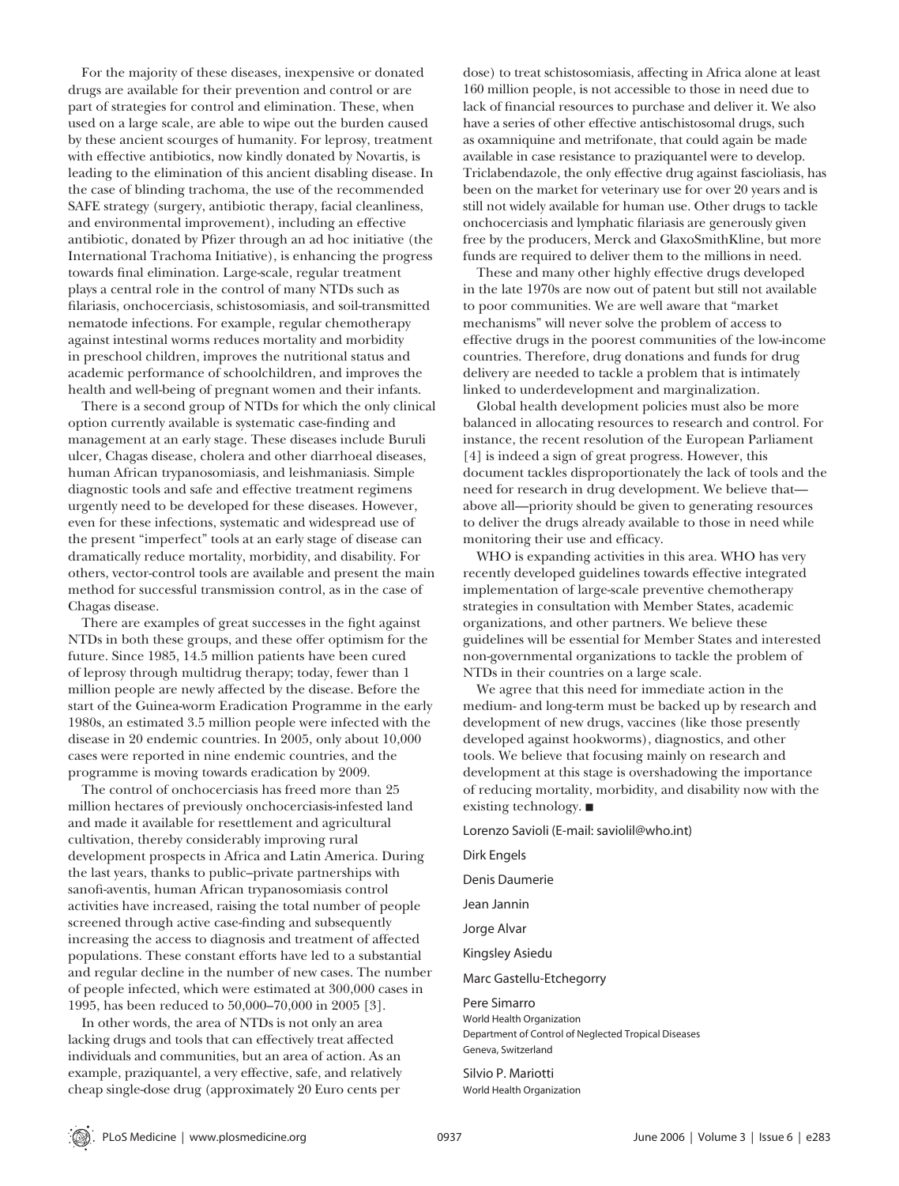For the majority of these diseases, inexpensive or donated drugs are available for their prevention and control or are part of strategies for control and elimination. These, when used on a large scale, are able to wipe out the burden caused by these ancient scourges of humanity. For leprosy, treatment with effective antibiotics, now kindly donated by Novartis, is leading to the elimination of this ancient disabling disease. In the case of blinding trachoma, the use of the recommended SAFE strategy (surgery, antibiotic therapy, facial cleanliness, and environmental improvement), including an effective antibiotic, donated by Pfizer through an ad hoc initiative (the International Trachoma Initiative), is enhancing the progress towards final elimination. Large-scale, regular treatment plays a central role in the control of many NTDs such as filariasis, onchocerciasis, schistosomiasis, and soil-transmitted nematode infections. For example, regular chemotherapy against intestinal worms reduces mortality and morbidity in preschool children, improves the nutritional status and academic performance of schoolchildren, and improves the health and well-being of pregnant women and their infants.

There is a second group of NTDs for which the only clinical option currently available is systematic case-finding and management at an early stage. These diseases include Buruli ulcer, Chagas disease, cholera and other diarrhoeal diseases, human African trypanosomiasis, and leishmaniasis. Simple diagnostic tools and safe and effective treatment regimens urgently need to be developed for these diseases. However, even for these infections, systematic and widespread use of the present "imperfect" tools at an early stage of disease can dramatically reduce mortality, morbidity, and disability. For others, vector-control tools are available and present the main method for successful transmission control, as in the case of Chagas disease.

There are examples of great successes in the fight against NTDs in both these groups, and these offer optimism for the future. Since 1985, 14.5 million patients have been cured of leprosy through multidrug therapy; today, fewer than 1 million people are newly affected by the disease. Before the start of the Guinea-worm Eradication Programme in the early 1980s, an estimated 3.5 million people were infected with the disease in 20 endemic countries. In 2005, only about 10,000 cases were reported in nine endemic countries, and the programme is moving towards eradication by 2009.

The control of onchocerciasis has freed more than 25 million hectares of previously onchocerciasis-infested land and made it available for resettlement and agricultural cultivation, thereby considerably improving rural development prospects in Africa and Latin America. During the last years, thanks to public–private partnerships with sanofi-aventis, human African trypanosomiasis control activities have increased, raising the total number of people screened through active case-finding and subsequently increasing the access to diagnosis and treatment of affected populations. These constant efforts have led to a substantial and regular decline in the number of new cases. The number of people infected, which were estimated at 300,000 cases in 1995, has been reduced to 50,000–70,000 in 2005 [3].

In other words, the area of NTDs is not only an area lacking drugs and tools that can effectively treat affected individuals and communities, but an area of action. As an example, praziquantel, a very effective, safe, and relatively cheap single-dose drug (approximately 20 Euro cents per dose) to treat schistosomiasis, affecting in Africa alone at least 160 million people, is not accessible to those in need due to lack of financial resources to purchase and deliver it. We also have a series of other effective antischistosomal drugs, such as oxamniquine and metrifonate, that could again be made available in case resistance to praziquantel were to develop. Triclabendazole, the only effective drug against fascioliasis, has been on the market for veterinary use for over 20 years and is still not widely available for human use. Other drugs to tackle onchocerciasis and lymphatic filariasis are generously given free by the producers, Merck and GlaxoSmithKline, but more funds are required to deliver them to the millions in need.

These and many other highly effective drugs developed in the late 1970s are now out of patent but still not available to poor communities. We are well aware that "market mechanisms" will never solve the problem of access to effective drugs in the poorest communities of the low-income countries. Therefore, drug donations and funds for drug delivery are needed to tackle a problem that is intimately linked to underdevelopment and marginalization.

Global health development policies must also be more balanced in allocating resources to research and control. For instance, the recent resolution of the European Parliament [4] is indeed a sign of great progress. However, this document tackles disproportionately the lack of tools and the need for research in drug development. We believe that—above all—priority should be given to generating resources to deliver the drugs already available to those in need while monitoring their use and efficacy.

WHO is expanding activities in this area. WHO has very recently developed guidelines towards effective integrated implementation of large-scale preventive chemotherapy strategies in consultation with Member States, academic organizations, and other partners. We believe these guidelines will be essential for Member States and interested non-governmental organizations to tackle the problem of NTDs in their countries on a large scale.

We agree that this need for immediate action in the medium- and long-term must be backed up by research and development of new drugs, vaccines (like those presently developed against hookworms), diagnostics, and other tools. We believe that focusing mainly on research and development at this stage is overshadowing the importance of reducing mortality, morbidity, and disability now with the existing technology. ■

Lorenzo Savioli (E-mail: saviolil@who.int)

Dirk Engels

Denis Daumerie

Jean Jannin

Jorge Alvar

Kingsley Asiedu

Marc Gastellu-Etchegorry

Pere Simarro
World Health Organization
Department of Control of Neglected Tropical Diseases
Geneva, Switzerland

Silvio P. Mariotti
World Health Organization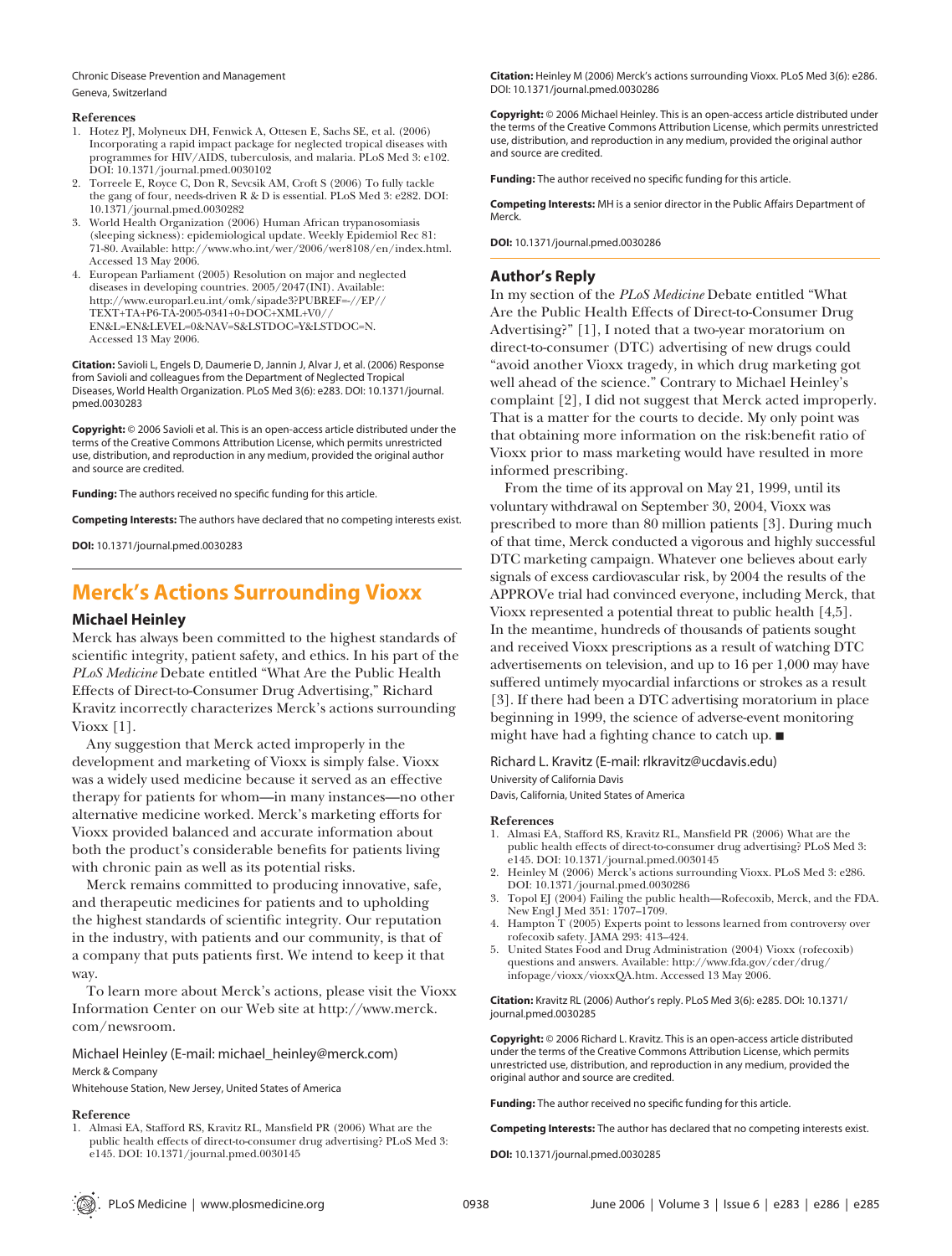Chronic Disease Prevention and Management
Geneva, Switzerland

**References**

1. Hotez PJ, Molyneux DH, Fenwick A, Ottesen E, Sachs SE, et al. (2006) Incorporating a rapid impact package for neglected tropical diseases with programmes for HIV/AIDS, tuberculosis, and malaria. PLoS Med 3: e102. DOI: 10.1371/journal.pmed.0030102
2. Torreele E, Royce C, Don R, Sevcsik AM, Croft S (2006) To fully tackle the gang of four, needs-driven R & D is essential. PLoS Med 3: e282. DOI: 10.1371/journal.pmed.0030282
3. World Health Organization (2006) Human African trypanosomiasis (sleeping sickness): epidemiological update. Weekly Epidemiol Rec 81: 71-80. Available: http://www.who.int/wer/2006/wer8108/en/index.html. Accessed 13 May 2006.
4. European Parliament (2005) Resolution on major and neglected diseases in developing countries. 2005/2047(INI). Available: http://www.europarl.eu.int/omk/sipade3?PUBREF=-//EP//TEXT+TA+P6-TA-2005-0341+0+DOC+XML+V0//EN&L=EN&LEVEL=0&NAV=S&LSTDOC=Y&LSTDOC=N. Accessed 13 May 2006.

**Citation:** Savioli L, Engels D, Daumerie D, Jannin J, Alvar J, et al. (2006) Response from Savioli and colleagues from the Department of Neglected Tropical Diseases, World Health Organization. PLoS Med 3(6): e283. DOI: 10.1371/journal.pmed.0030283

**Copyright:** © 2006 Savioli et al. This is an open-access article distributed under the terms of the Creative Commons Attribution License, which permits unrestricted use, distribution, and reproduction in any medium, provided the original author and source are credited.

**Funding:** The authors received no specific funding for this article.

**Competing Interests:** The authors have declared that no competing interests exist.

**DOI:** 10.1371/journal.pmed.0030283

# Merck's Actions Surrounding Vioxx

## Michael Heinley

Merck has always been committed to the highest standards of scientific integrity, patient safety, and ethics. In his part of the *PLoS Medicine* Debate entitled "What Are the Public Health Effects of Direct-to-Consumer Drug Advertising," Richard Kravitz incorrectly characterizes Merck's actions surrounding Vioxx [1].

Any suggestion that Merck acted improperly in the development and marketing of Vioxx is simply false. Vioxx was a widely used medicine because it served as an effective therapy for patients for whom—in many instances—no other alternative medicine worked. Merck's marketing efforts for Vioxx provided balanced and accurate information about both the product's considerable benefits for patients living with chronic pain as well as its potential risks.

Merck remains committed to producing innovative, safe, and therapeutic medicines for patients and to upholding the highest standards of scientific integrity. Our reputation in the industry, with patients and our community, is that of a company that puts patients first. We intend to keep it that way.

To learn more about Merck's actions, please visit the Vioxx Information Center on our Web site at http://www.merck.com/newsroom.

Michael Heinley (E-mail: michael_heinley@merck.com)
Merck & Company
Whitehouse Station, New Jersey, United States of America

**Reference**

1. Almasi EA, Stafford RS, Kravitz RL, Mansfield PR (2006) What are the public health effects of direct-to-consumer drug advertising? PLoS Med 3: e145. DOI: 10.1371/journal.pmed.0030145

**Citation:** Heinley M (2006) Merck's actions surrounding Vioxx. PLoS Med 3(6): e286. DOI: 10.1371/journal.pmed.0030286

**Copyright:** © 2006 Michael Heinley. This is an open-access article distributed under the terms of the Creative Commons Attribution License, which permits unrestricted use, distribution, and reproduction in any medium, provided the original author and source are credited.

**Funding:** The author received no specific funding for this article.

**Competing Interests:** MH is a senior director in the Public Affairs Department of Merck.

**DOI:** 10.1371/journal.pmed.0030286

## Author's Reply

In my section of the *PLoS Medicine* Debate entitled "What Are the Public Health Effects of Direct-to-Consumer Drug Advertising?" [1], I noted that a two-year moratorium on direct-to-consumer (DTC) advertising of new drugs could "avoid another Vioxx tragedy, in which drug marketing got well ahead of the science." Contrary to Michael Heinley's complaint [2], I did not suggest that Merck acted improperly. That is a matter for the courts to decide. My only point was that obtaining more information on the risk:benefit ratio of Vioxx prior to mass marketing would have resulted in more informed prescribing.

From the time of its approval on May 21, 1999, until its voluntary withdrawal on September 30, 2004, Vioxx was prescribed to more than 80 million patients [3]. During much of that time, Merck conducted a vigorous and highly successful DTC marketing campaign. Whatever one believes about early signals of excess cardiovascular risk, by 2004 the results of the APPROVe trial had convinced everyone, including Merck, that Vioxx represented a potential threat to public health [4,5]. In the meantime, hundreds of thousands of patients sought and received Vioxx prescriptions as a result of watching DTC advertisements on television, and up to 16 per 1,000 may have suffered untimely myocardial infarctions or strokes as a result [3]. If there had been a DTC advertising moratorium in place beginning in 1999, the science of adverse-event monitoring might have had a fighting chance to catch up. ■

Richard L. Kravitz (E-mail: rlkravitz@ucdavis.edu)
University of California Davis
Davis, California, United States of America

**References**

1. Almasi EA, Stafford RS, Kravitz RL, Mansfield PR (2006) What are the public health effects of direct-to-consumer drug advertising? PLoS Med 3: e145. DOI: 10.1371/journal.pmed.0030145
2. Heinley M (2006) Merck's actions surrounding Vioxx. PLoS Med 3: e286. DOI: 10.1371/journal.pmed.0030286
3. Topol EJ (2004) Failing the public health—Rofecoxib, Merck, and the FDA. New Engl J Med 351: 1707–1709.
4. Hampton T (2005) Experts point to lessons learned from controversy over rofecoxib safety. JAMA 293: 413–424.
5. United States Food and Drug Administration (2004) Vioxx (rofecoxib) questions and answers. Available: http://www.fda.gov/cder/drug/infopage/vioxx/vioxxQA.htm. Accessed 13 May 2006.

**Citation:** Kravitz RL (2006) Author's reply. PLoS Med 3(6): e285. DOI: 10.1371/journal.pmed.0030285

**Copyright:** © 2006 Richard L. Kravitz. This is an open-access article distributed under the terms of the Creative Commons Attribution License, which permits unrestricted use, distribution, and reproduction in any medium, provided the original author and source are credited.

**Funding:** The author received no specific funding for this article.

**Competing Interests:** The author has declared that no competing interests exist.

**DOI:** 10.1371/journal.pmed.0030285